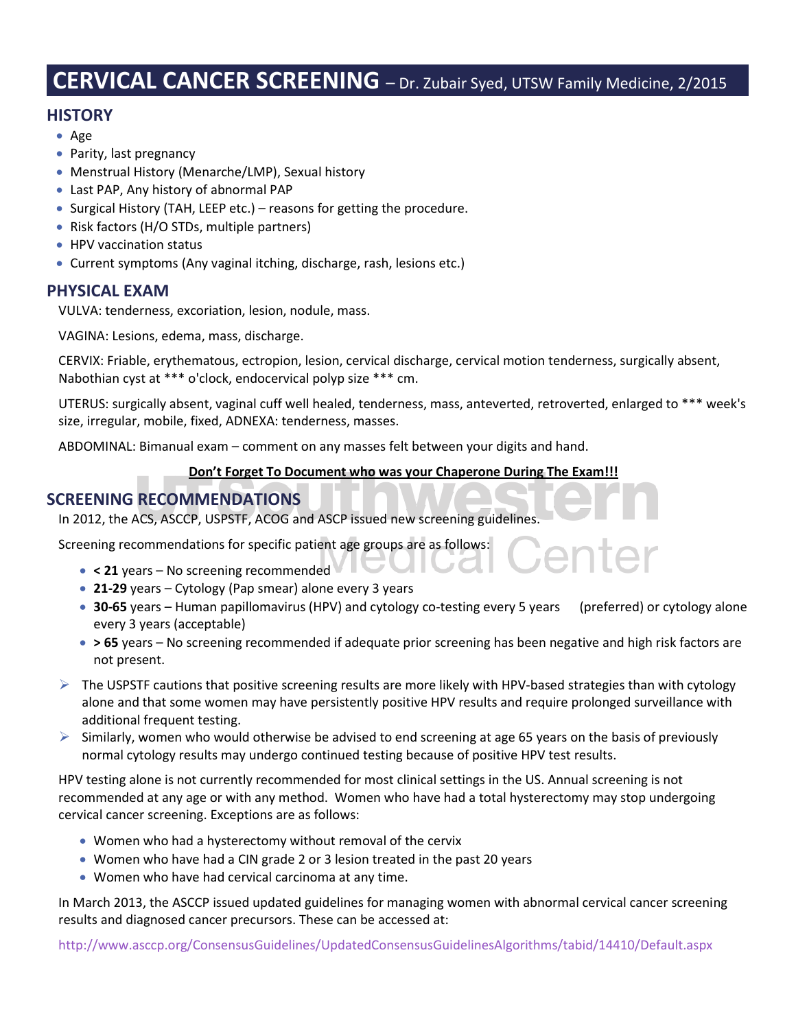# CERVICAL CANCER SCREENING – Dr. Zubair Syed, UTSW Family Medicine, 2/2015

## HISTORY

- Age
- Parity, last pregnancy
- Menstrual History (Menarche/LMP), Sexual history
- Last PAP, Any history of abnormal PAP
- Surgical History (TAH, LEEP etc.) – reasons for getting the procedure.
- Risk factors (H/O STDs, multiple partners)
- HPV vaccination status
- Current symptoms (Any vaginal itching, discharge, rash, lesions etc.)

## PHYSICAL EXAM

VULVA: tenderness, excoriation, lesion, nodule, mass.

VAGINA: Lesions, edema, mass, discharge.

CERVIX: Friable, erythematous, ectropion, lesion, cervical discharge, cervical motion tenderness, surgically absent, Nabothian cyst at *** o'clock, endocervical polyp size *** cm.

UTERUS: surgically absent, vaginal cuff well healed, tenderness, mass, anteverted, retroverted, enlarged to *** week's size, irregular, mobile, fixed, ADNEXA: tenderness, masses.

ABDOMINAL: Bimanual exam – comment on any masses felt between your digits and hand.

**Don't Forget To Document who was your Chaperone During The Exam!!!**

## SCREENING RECOMMENDATIONS

In 2012, the ACS, ASCCP, USPSTF, ACOG and ASCP issued new screening guidelines.

Screening recommendations for specific patient age groups are as follows:

- **< 21** years – No screening recommended
- **21-29** years – Cytology (Pap smear) alone every 3 years
- **30-65** years – Human papillomavirus (HPV) and cytology co-testing every 5 years (preferred) or cytology alone every 3 years (acceptable)
- **> 65** years – No screening recommended if adequate prior screening has been negative and high risk factors are not present.

➢ The USPSTF cautions that positive screening results are more likely with HPV-based strategies than with cytology alone and that some women may have persistently positive HPV results and require prolonged surveillance with additional frequent testing.

➢ Similarly, women who would otherwise be advised to end screening at age 65 years on the basis of previously normal cytology results may undergo continued testing because of positive HPV test results.

HPV testing alone is not currently recommended for most clinical settings in the US. Annual screening is not recommended at any age or with any method. Women who have had a total hysterectomy may stop undergoing cervical cancer screening. Exceptions are as follows:

- Women who had a hysterectomy without removal of the cervix
- Women who have had a CIN grade 2 or 3 lesion treated in the past 20 years
- Women who have had cervical carcinoma at any time.

In March 2013, the ASCCP issued updated guidelines for managing women with abnormal cervical cancer screening results and diagnosed cancer precursors. These can be accessed at:

http://www.asccp.org/ConsensusGuidelines/UpdatedConsensusGuidelinesAlgorithms/tabid/14410/Default.aspx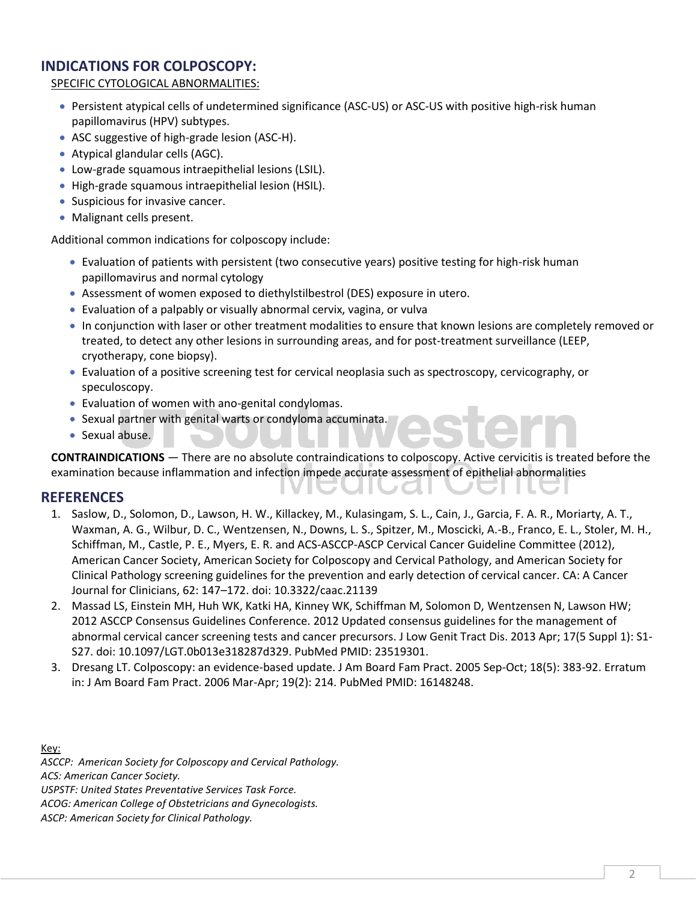## INDICATIONS FOR COLPOSCOPY:

SPECIFIC CYTOLOGICAL ABNORMALITIES:

- Persistent atypical cells of undetermined significance (ASC-US) or ASC-US with positive high-risk human papillomavirus (HPV) subtypes.
- ASC suggestive of high-grade lesion (ASC-H).
- Atypical glandular cells (AGC).
- Low-grade squamous intraepithelial lesions (LSIL).
- High-grade squamous intraepithelial lesion (HSIL).
- Suspicious for invasive cancer.
- Malignant cells present.

Additional common indications for colposcopy include:

- Evaluation of patients with persistent (two consecutive years) positive testing for high-risk human papillomavirus and normal cytology
- Assessment of women exposed to diethylstilbestrol (DES) exposure in utero.
- Evaluation of a palpably or visually abnormal cervix, vagina, or vulva
- In conjunction with laser or other treatment modalities to ensure that known lesions are completely removed or treated, to detect any other lesions in surrounding areas, and for post-treatment surveillance (LEEP, cryotherapy, cone biopsy).
- Evaluation of a positive screening test for cervical neoplasia such as spectroscopy, cervicography, or speculoscopy.
- Evaluation of women with ano-genital condylomas.
- Sexual partner with genital warts or condyloma accuminata.
- Sexual abuse.

**CONTRAINDICATIONS** — There are no absolute contraindications to colposcopy. Active cervicitis is treated before the examination because inflammation and infection impede accurate assessment of epithelial abnormalities

## REFERENCES

1. Saslow, D., Solomon, D., Lawson, H. W., Killackey, M., Kulasingam, S. L., Cain, J., Garcia, F. A. R., Moriarty, A. T., Waxman, A. G., Wilbur, D. C., Wentzensen, N., Downs, L. S., Spitzer, M., Moscicki, A.-B., Franco, E. L., Stoler, M. H., Schiffman, M., Castle, P. E., Myers, E. R. and ACS-ASCCP-ASCP Cervical Cancer Guideline Committee (2012), American Cancer Society, American Society for Colposcopy and Cervical Pathology, and American Society for Clinical Pathology screening guidelines for the prevention and early detection of cervical cancer. CA: A Cancer Journal for Clinicians, 62: 147–172. doi: 10.3322/caac.21139
2. Massad LS, Einstein MH, Huh WK, Katki HA, Kinney WK, Schiffman M, Solomon D, Wentzensen N, Lawson HW; 2012 ASCCP Consensus Guidelines Conference. 2012 Updated consensus guidelines for the management of abnormal cervical cancer screening tests and cancer precursors. J Low Genit Tract Dis. 2013 Apr; 17(5 Suppl 1): S1-S27. doi: 10.1097/LGT.0b013e318287d329. PubMed PMID: 23519301.
3. Dresang LT. Colposcopy: an evidence-based update. J Am Board Fam Pract. 2005 Sep-Oct; 18(5): 383-92. Erratum in: J Am Board Fam Pract. 2006 Mar-Apr; 19(2): 214. PubMed PMID: 16148248.

Key:

*ASCCP: American Society for Colposcopy and Cervical Pathology.*
*ACS: American Cancer Society.*
*USPSTF: United States Preventative Services Task Force.*
*ACOG: American College of Obstetricians and Gynecologists.*
*ASCP: American Society for Clinical Pathology.*